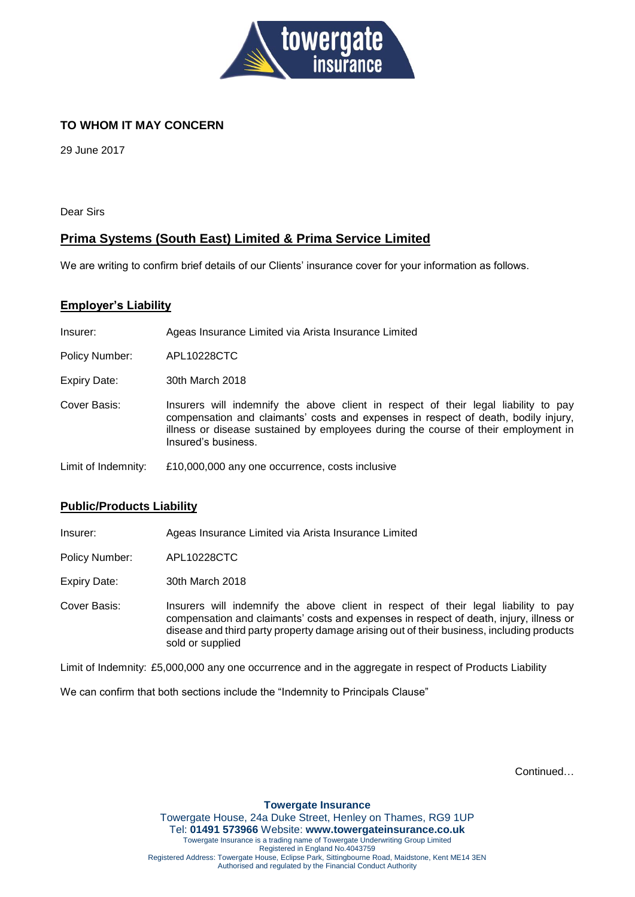**TO WHOM IT MAY CONCERN**

29 June 2017

Dear Sirs

## Prima Systems (South East) Limited & Prima Service Limited

We are writing to confirm brief details of our Clients' insurance cover for your information as follows.

### Employer's Liability

Insurer: Ageas Insurance Limited via Arista Insurance Limited

Policy Number: APL10228CTC

Expiry Date: 30th March 2018

Cover Basis: Insurers will indemnify the above client in respect of their legal liability to pay compensation and claimants' costs and expenses in respect of death, bodily injury, illness or disease sustained by employees during the course of their employment in Insured's business.

Limit of Indemnity: £10,000,000 any one occurrence, costs inclusive

### Public/Products Liability

Insurer: Ageas Insurance Limited via Arista Insurance Limited

Policy Number: APL10228CTC

Expiry Date: 30th March 2018

Cover Basis: Insurers will indemnify the above client in respect of their legal liability to pay compensation and claimants' costs and expenses in respect of death, injury, illness or disease and third party property damage arising out of their business, including products sold or supplied

Limit of Indemnity: £5,000,000 any one occurrence and in the aggregate in respect of Products Liability

We can confirm that both sections include the "Indemnity to Principals Clause"

Continued…

**Towergate Insurance**
Towergate House, 24a Duke Street, Henley on Thames, RG9 1UP
Tel: **01491 573966** Website: **www.towergateinsurance.co.uk**
Towergate Insurance is a trading name of Towergate Underwriting Group Limited
Registered in England No.4043759
Registered Address: Towergate House, Eclipse Park, Sittingbourne Road, Maidstone, Kent ME14 3EN
Authorised and regulated by the Financial Conduct Authority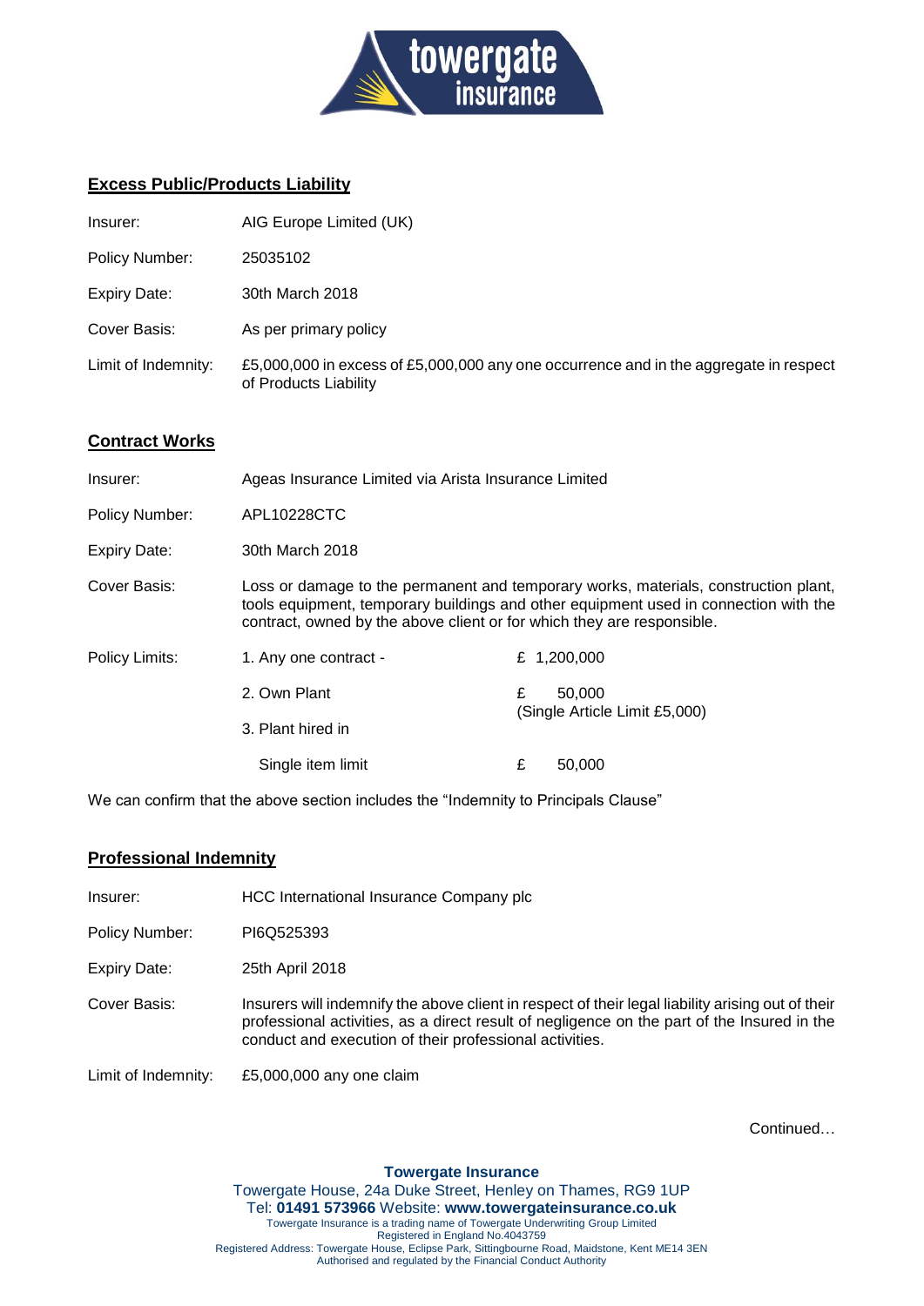## Excess Public/Products Liability

| | |
|---|---|
| Insurer: | AIG Europe Limited (UK) |
| Policy Number: | 25035102 |
| Expiry Date: | 30th March 2018 |
| Cover Basis: | As per primary policy |
| Limit of Indemnity: | £5,000,000 in excess of £5,000,000 any one occurrence and in the aggregate in respect of Products Liability |

## Contract Works

| | |
|---|---|
| Insurer: | Ageas Insurance Limited via Arista Insurance Limited |
| Policy Number: | APL10228CTC |
| Expiry Date: | 30th March 2018 |
| Cover Basis: | Loss or damage to the permanent and temporary works, materials, construction plant, tools equipment, temporary buildings and other equipment used in connection with the contract, owned by the above client or for which they are responsible. |

| | | |
|---|---|---|
| Policy Limits: | 1. Any one contract - | £ 1,200,000 |
| | 2. Own Plant | £ 50,000 (Single Article Limit £5,000) |
| | 3. Plant hired in | |
| | Single item limit | £ 50,000 |

We can confirm that the above section includes the "Indemnity to Principals Clause"

## Professional Indemnity

| | |
|---|---|
| Insurer: | HCC International Insurance Company plc |
| Policy Number: | PI6Q525393 |
| Expiry Date: | 25th April 2018 |
| Cover Basis: | Insurers will indemnify the above client in respect of their legal liability arising out of their professional activities, as a direct result of negligence on the part of the Insured in the conduct and execution of their professional activities. |
| Limit of Indemnity: | £5,000,000 any one claim |

Continued…

**Towergate Insurance**
Towergate House, 24a Duke Street, Henley on Thames, RG9 1UP
Tel: **01491 573966** Website: **www.towergateinsurance.co.uk**
Towergate Insurance is a trading name of Towergate Underwriting Group Limited
Registered in England No.4043759
Registered Address: Towergate House, Eclipse Park, Sittingbourne Road, Maidstone, Kent ME14 3EN
Authorised and regulated by the Financial Conduct Authority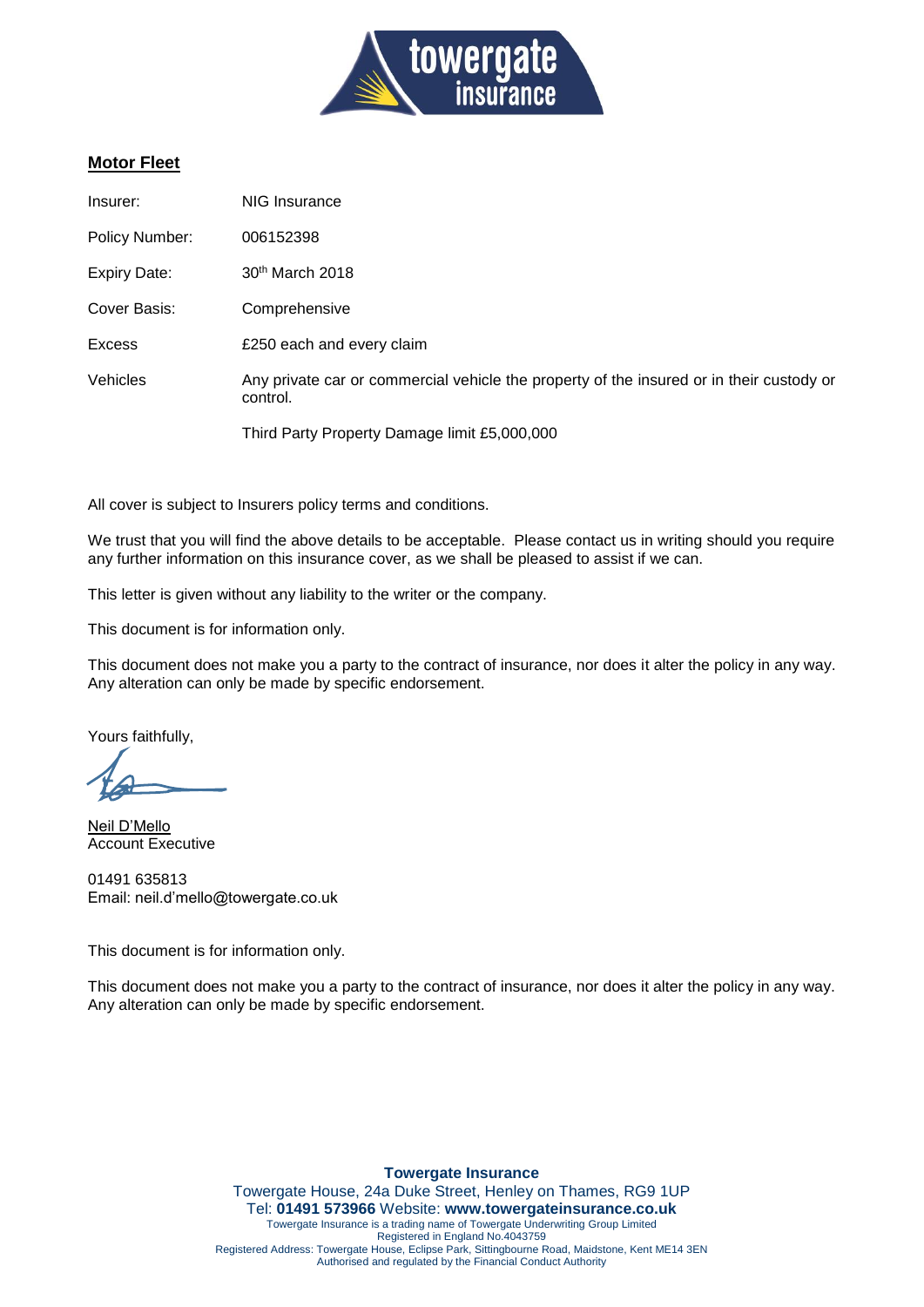**Motor Fleet**

| | |
|---|---|
| Insurer: | NIG Insurance |
| Policy Number: | 006152398 |
| Expiry Date: | 30th March 2018 |
| Cover Basis: | Comprehensive |
| Excess | £250 each and every claim |
| Vehicles | Any private car or commercial vehicle the property of the insured or in their custody or control. |
| | Third Party Property Damage limit £5,000,000 |

All cover is subject to Insurers policy terms and conditions.

We trust that you will find the above details to be acceptable. Please contact us in writing should you require any further information on this insurance cover, as we shall be pleased to assist if we can.

This letter is given without any liability to the writer or the company.

This document is for information only.

This document does not make you a party to the contract of insurance, nor does it alter the policy in any way. Any alteration can only be made by specific endorsement.

Yours faithfully,

Neil D'Mello
Account Executive

01491 635813
Email: neil.d'mello@towergate.co.uk

This document is for information only.

This document does not make you a party to the contract of insurance, nor does it alter the policy in any way. Any alteration can only be made by specific endorsement.

**Towergate Insurance**
Towergate House, 24a Duke Street, Henley on Thames, RG9 1UP
Tel: **01491 573966** Website: **www.towergateinsurance.co.uk**
Towergate Insurance is a trading name of Towergate Underwriting Group Limited
Registered in England No.4043759
Registered Address: Towergate House, Eclipse Park, Sittingbourne Road, Maidstone, Kent ME14 3EN
Authorised and regulated by the Financial Conduct Authority